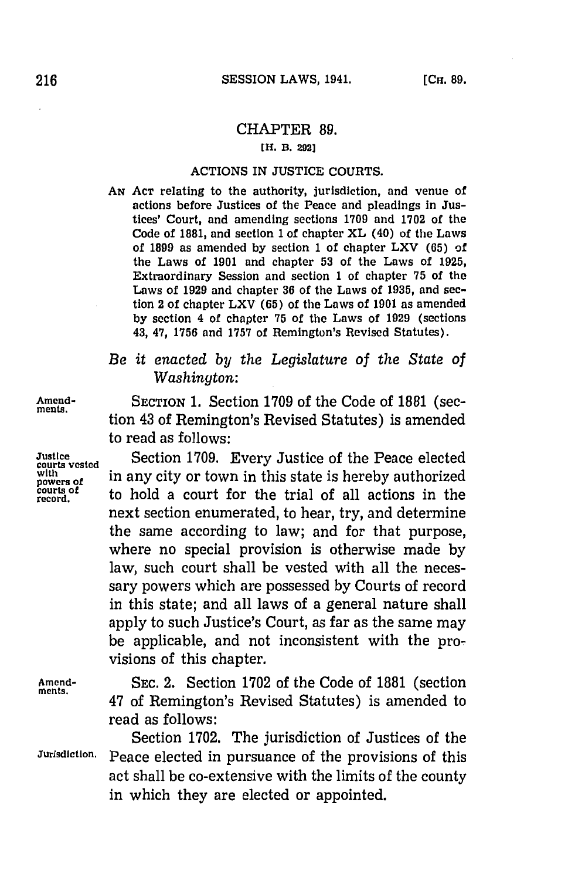# CHAPTER 89.

[H. B. 292]

## ACTIONS IN JUSTICE COURTS.

AN ACT relating to the authority, jurisdiction, and venue of actions before Justices of the Peace and pleadings in Justices' Court, and amending sections 1709 and 1702 of the Code of 1881, and section 1 of chapter XL (40) of the Laws of 1899 as amended by section 1 of chapter LXV (65) of the Laws of 1901 and chapter 53 of the Laws of 1925, Extraordinary Session and section 1 of chapter 75 of the Laws of 1929 and chapter 36 of the Laws of 1935, and section 2 of chapter LXV (65) of the Laws of 1901 as amended by section 4 of chapter 75 of the Laws of 1929 (sections 43, 47, 1756 and 1757 of Remington's Revised Statutes).

*Be it enacted by the Legislature of the State of Washington:*

Amendments.

SECTION 1. Section 1709 of the Code of 1881 (section 43 of Remington's Revised Statutes) is amended to read as follows:

Justice courts vested with powers of courts of record.

Section 1709. Every Justice of the Peace elected in any city or town in this state is hereby authorized to hold a court for the trial of all actions in the next section enumerated, to hear, try, and determine the same according to law; and for that purpose, where no special provision is otherwise made by law, such court shall be vested with all the necessary powers which are possessed by Courts of record in this state; and all laws of a general nature shall apply to such Justice's Court, as far as the same may be applicable, and not inconsistent with the provisions of this chapter.

Amendments.

SEC. 2. Section 1702 of the Code of 1881 (section 47 of Remington's Revised Statutes) is amended to read as follows:

Jurisdiction.

Section 1702. The jurisdiction of Justices of the Peace elected in pursuance of the provisions of this act shall be co-extensive with the limits of the county in which they are elected or appointed.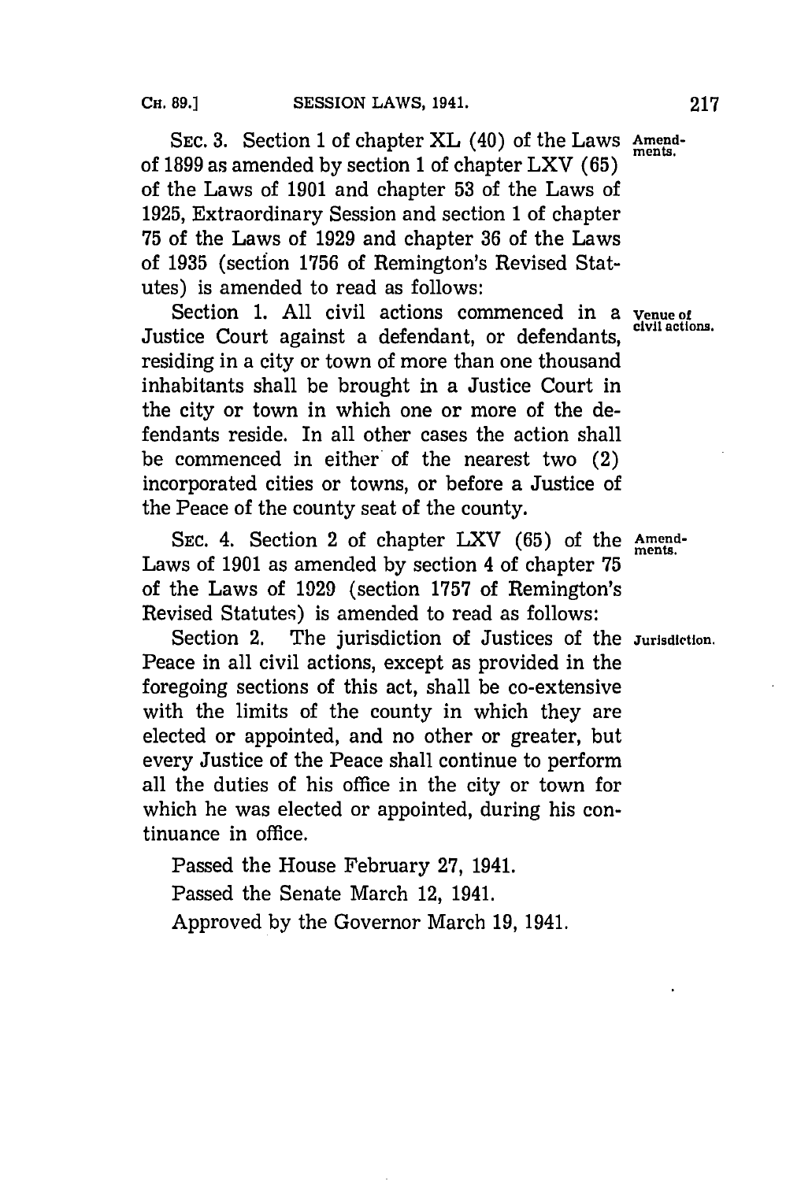SEC. 3. Section 1 of chapter XL (40) of the Laws of 1899 as amended by section 1 of chapter LXV (65) of the Laws of 1901 and chapter 53 of the Laws of 1925, Extraordinary Session and section 1 of chapter 75 of the Laws of 1929 and chapter 36 of the Laws of 1935 (section 1756 of Remington's Revised Statutes) is amended to read as follows:

Amendments.

Section 1. All civil actions commenced in a Justice Court against a defendant, or defendants, residing in a city or town of more than one thousand inhabitants shall be brought in a Justice Court in the city or town in which one or more of the defendants reside. In all other cases the action shall be commenced in either of the nearest two (2) incorporated cities or towns, or before a Justice of the Peace of the county seat of the county.

Venue of civil actions.

SEC. 4. Section 2 of chapter LXV (65) of the Laws of 1901 as amended by section 4 of chapter 75 of the Laws of 1929 (section 1757 of Remington's Revised Statutes) is amended to read as follows:

Amendments.

Section 2. The jurisdiction of Justices of the Peace in all civil actions, except as provided in the foregoing sections of this act, shall be co-extensive with the limits of the county in which they are elected or appointed, and no other or greater, but every Justice of the Peace shall continue to perform all the duties of his office in the city or town for which he was elected or appointed, during his continuance in office.

Jurisdiction.

Passed the House February 27, 1941.

Passed the Senate March 12, 1941.

Approved by the Governor March 19, 1941.